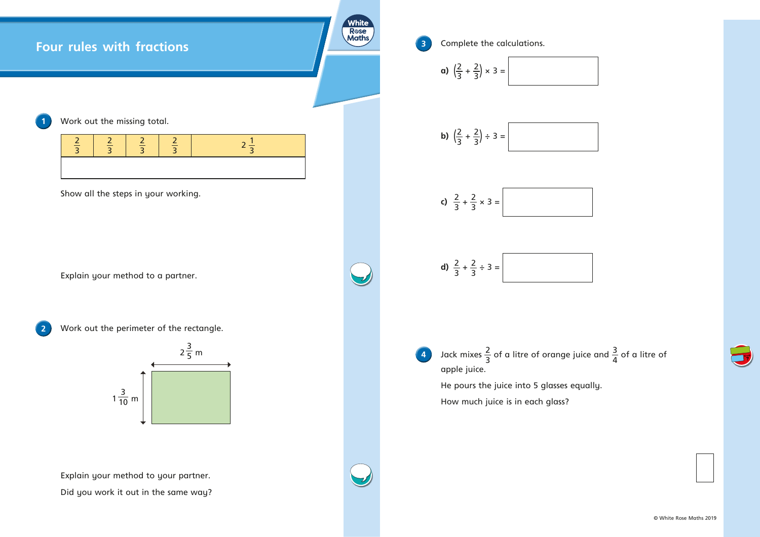# Four rules with fractions

**1** Work out the missing total.

| $\frac{2}{3}$ | $\frac{2}{3}$ | $\frac{2}{3}$ | $\frac{2}{3}$ | $2\frac{1}{3}$ |
|---|---|---|---|---|
| | | | | |

Show all the steps in your working.

Explain your method to a partner.

**2** Work out the perimeter of the rectangle.

Rectangle with width $2\frac{3}{5}$ m and height $1\frac{3}{10}$ m.

Explain your method to your partner.

Did you work it out in the same way?

**3** Complete the calculations.

**a)** $\left(\frac{2}{3} + \frac{2}{3}\right) \times 3 =$ ______

**b)** $\left(\frac{2}{3} + \frac{2}{3}\right) \div 3 =$ ______

**c)** $\frac{2}{3} + \frac{2}{3} \times 3 =$ ______

**d)** $\frac{2}{3} + \frac{2}{3} \div 3 =$ ______

**4** Jack mixes $\frac{2}{3}$ of a litre of orange juice and $\frac{3}{4}$ of a litre of apple juice.

He pours the juice into 5 glasses equally.

How much juice is in each glass?

© White Rose Maths 2019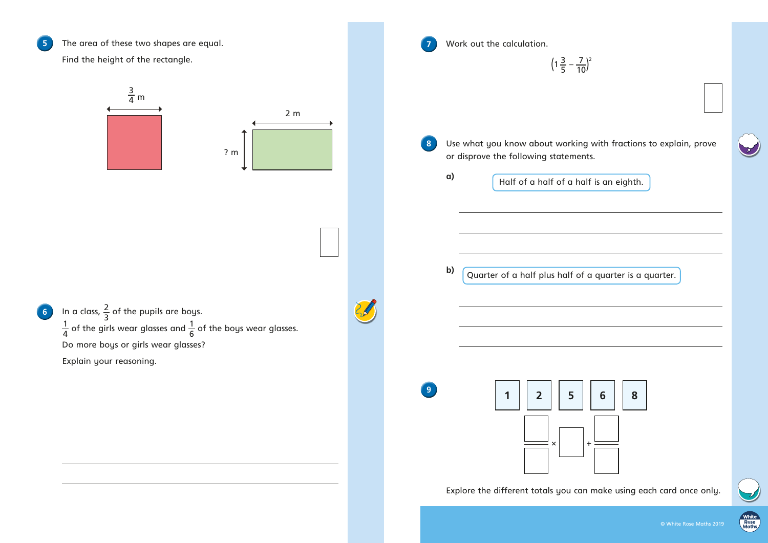**5** The area of these two shapes are equal.

Find the height of the rectangle.

$\frac{3}{4}$ m

2 m

? m

**6** In a class, $\frac{2}{3}$ of the pupils are boys.

$\frac{1}{4}$ of the girls wear glasses and $\frac{1}{6}$ of the boys wear glasses.

Do more boys or girls wear glasses?

Explain your reasoning.

**7** Work out the calculation.

$$\left(1\frac{3}{5} - \frac{7}{10}\right)^2$$

**8** Use what you know about working with fractions to explain, prove or disprove the following statements.

**a)** Half of a half of a half is an eighth.

**b)** Quarter of a half plus half of a quarter is a quarter.

**9**

| | | | | |
|---|---|---|---|---|
| 1 | 2 | 5 | 6 | 8 |

$\frac{\square}{\square} \times \square + \frac{\square}{\square}$

Explore the different totals you can make using each card once only.